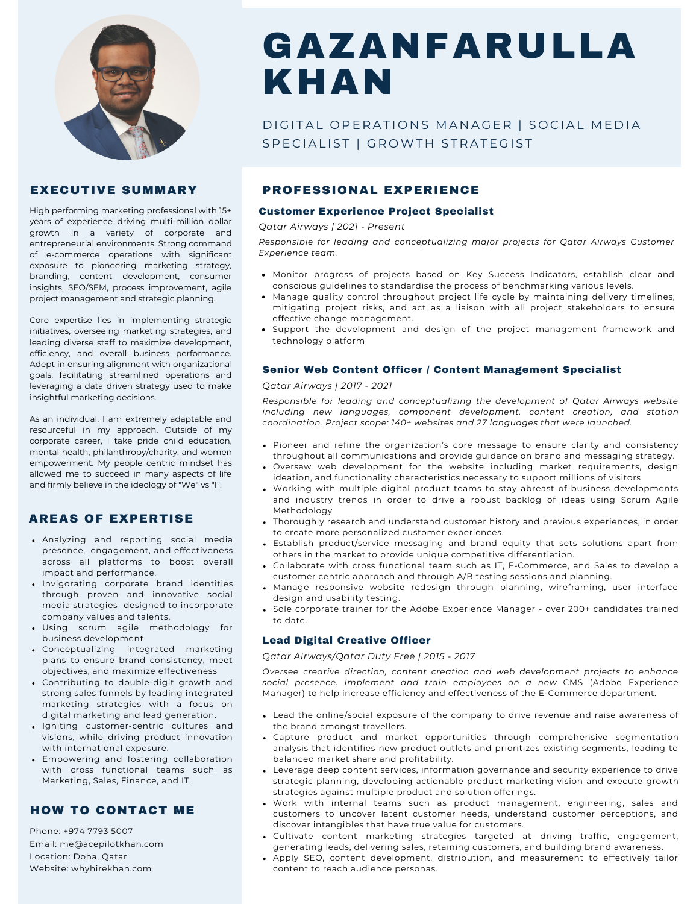# GAZANFARULLA KHAN

DIGITAL OPERATIONS MANAGER | SOCIAL MEDIA SPECIALIST | GROWTH STRATEGIST

## EXECUTIVE SUMMARY

High performing marketing professional with 15+ years of experience driving multi-million dollar growth in a variety of corporate and entrepreneurial environments. Strong command of e-commerce operations with significant exposure to pioneering marketing strategy, branding, content development, consumer insights, SEO/SEM, process improvement, agile project management and strategic planning.

Core expertise lies in implementing strategic initiatives, overseeing marketing strategies, and leading diverse staff to maximize development, efficiency, and overall business performance. Adept in ensuring alignment with organizational goals, facilitating streamlined operations and leveraging a data driven strategy used to make insightful marketing decisions.

As an individual, I am extremely adaptable and resourceful in my approach. Outside of my corporate career, I take pride child education, mental health, philanthropy/charity, and women empowerment. My people centric mindset has allowed me to succeed in many aspects of life and firmly believe in the ideology of "We" vs "I".

## AREAS OF EXPERTISE

- Analyzing and reporting social media presence, engagement, and effectiveness across all platforms to boost overall impact and performance.
- Invigorating corporate brand identities through proven and innovative social media strategies designed to incorporate company values and talents.
- Using scrum agile methodology for business development
- Conceptualizing integrated marketing plans to ensure brand consistency, meet objectives, and maximize effectiveness
- Contributing to double-digit growth and strong sales funnels by leading integrated marketing strategies with a focus on digital marketing and lead generation.
- Igniting customer-centric cultures and visions, while driving product innovation with international exposure.
- Empowering and fostering collaboration with cross functional teams such as Marketing, Sales, Finance, and IT.

## HOW TO CONTACT ME

Phone: +974 7793 5007
Email: me@acepilotkhan.com
Location: Doha, Qatar
Website: whyhirekhan.com

## PROFESSIONAL EXPERIENCE

### Customer Experience Project Specialist

*Qatar Airways | 2021 - Present*

*Responsible for leading and conceptualizing major projects for Qatar Airways Customer Experience team.*

- Monitor progress of projects based on Key Success Indicators, establish clear and conscious guidelines to standardise the process of benchmarking various levels.
- Manage quality control throughout project life cycle by maintaining delivery timelines, mitigating project risks, and act as a liaison with all project stakeholders to ensure effective change management.
- Support the development and design of the project management framework and technology platform

### Senior Web Content Officer / Content Management Specialist

*Qatar Airways | 2017 - 2021*

*Responsible for leading and conceptualizing the development of Qatar Airways website including new languages, component development, content creation, and station coordination. Project scope: 140+ websites and 27 languages that were launched.*

- Pioneer and refine the organization's core message to ensure clarity and consistency throughout all communications and provide guidance on brand and messaging strategy.
- Oversaw web development for the website including market requirements, design ideation, and functionality characteristics necessary to support millions of visitors
- Working with multiple digital product teams to stay abreast of business developments and industry trends in order to drive a robust backlog of ideas using Scrum Agile Methodology
- Thoroughly research and understand customer history and previous experiences, in order to create more personalized customer experiences.
- Establish product/service messaging and brand equity that sets solutions apart from others in the market to provide unique competitive differentiation.
- Collaborate with cross functional team such as IT, E-Commerce, and Sales to develop a customer centric approach and through A/B testing sessions and planning.
- Manage responsive website redesign through planning, wireframing, user interface design and usability testing.
- Sole corporate trainer for the Adobe Experience Manager - over 200+ candidates trained to date.

### Lead Digital Creative Officer

*Qatar Airways/Qatar Duty Free | 2015 - 2017*

*Oversee creative direction, content creation and web development projects to enhance social presence. Implement and train employees on a new* CMS (Adobe Experience Manager) to help increase efficiency and effectiveness of the E-Commerce department.

- Lead the online/social exposure of the company to drive revenue and raise awareness of the brand amongst travellers.
- Capture product and market opportunities through comprehensive segmentation analysis that identifies new product outlets and prioritizes existing segments, leading to balanced market share and profitability.
- Leverage deep content services, information governance and security experience to drive strategic planning, developing actionable product marketing vision and execute growth strategies against multiple product and solution offerings.
- Work with internal teams such as product management, engineering, sales and customers to uncover latent customer needs, understand customer perceptions, and discover intangibles that have true value for customers.
- Cultivate content marketing strategies targeted at driving traffic, engagement, generating leads, delivering sales, retaining customers, and building brand awareness.
- Apply SEO, content development, distribution, and measurement to effectively tailor content to reach audience personas.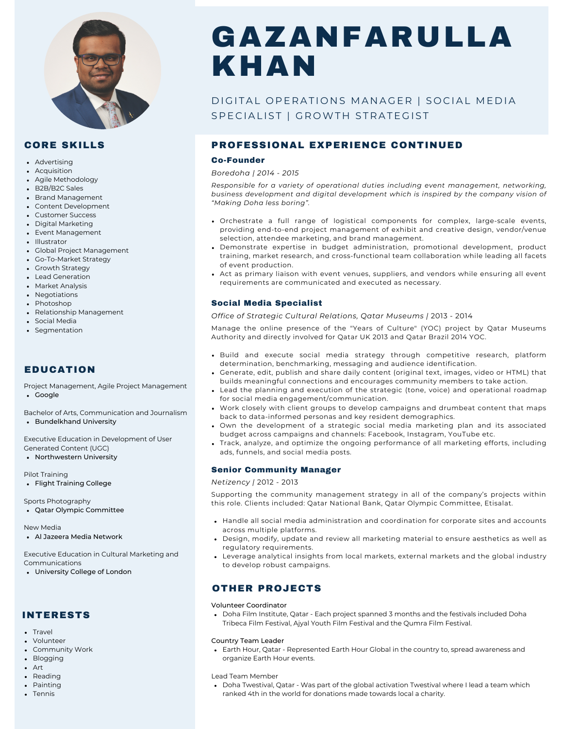# GAZANFARULLA KHAN

DIGITAL OPERATIONS MANAGER | SOCIAL MEDIA SPECIALIST | GROWTH STRATEGIST

## CORE SKILLS

- Advertising
- Acquisition
- Agile Methodology
- B2B/B2C Sales
- Brand Management
- Content Development
- Customer Success
- Digital Marketing
- Event Management
- Illustrator
- Global Project Management
- Go-To-Market Strategy
- Growth Strategy
- Lead Generation
- Market Analysis
- Negotiations
- Photoshop
- Relationship Management
- Social Media
- Segmentation

## EDUCATION

Project Management, Agile Project Management
- Google

Bachelor of Arts, Communication and Journalism
- Bundelkhand University

Executive Education in Development of User Generated Content (UGC)
- Northwestern University

Pilot Training
- Flight Training College

Sports Photography
- Qatar Olympic Committee

New Media
- Al Jazeera Media Network

Executive Education in Cultural Marketing and Communications
- University College of London

## INTERESTS

- Travel
- Volunteer
- Community Work
- Blogging
- Art
- Reading
- Painting
- Tennis

## PROFESSIONAL EXPERIENCE CONTINUED

### Co-Founder

*Boredoha | 2014 - 2015*

*Responsible for a variety of operational duties including event management, networking, business development and digital development which is inspired by the company vision of "Making Doha less boring".*

- Orchestrate a full range of logistical components for complex, large-scale events, providing end-to-end project management of exhibit and creative design, vendor/venue selection, attendee marketing, and brand management.
- Demonstrate expertise in budget administration, promotional development, product training, market research, and cross-functional team collaboration while leading all facets of event production.
- Act as primary liaison with event venues, suppliers, and vendors while ensuring all event requirements are communicated and executed as necessary.

### Social Media Specialist

*Office of Strategic Cultural Relations, Qatar Museums* | 2013 - 2014

Manage the online presence of the "Years of Culture" (YOC) project by Qatar Museums Authority and directly involved for Qatar UK 2013 and Qatar Brazil 2014 YOC.

- Build and execute social media strategy through competitive research, platform determination, benchmarking, messaging and audience identification.
- Generate, edit, publish and share daily content (original text, images, video or HTML) that builds meaningful connections and encourages community members to take action.
- Lead the planning and execution of the strategic (tone, voice) and operational roadmap for social media engagement/communication.
- Work closely with client groups to develop campaigns and drumbeat content that maps back to data-informed personas and key resident demographics.
- Own the development of a strategic social media marketing plan and its associated budget across campaigns and channels: Facebook, Instagram, YouTube etc.
- Track, analyze, and optimize the ongoing performance of all marketing efforts, including ads, funnels, and social media posts.

### Senior Community Manager

*Netizency* | 2012 - 2013

Supporting the community management strategy in all of the company's projects within this role. Clients included: Qatar National Bank, Qatar Olympic Committee, Etisalat.

- Handle all social media administration and coordination for corporate sites and accounts across multiple platforms.
- Design, modify, update and review all marketing material to ensure aesthetics as well as regulatory requirements.
- Leverage analytical insights from local markets, external markets and the global industry to develop robust campaigns.

## OTHER PROJECTS

Volunteer Coordinator
- Doha Film Institute, Qatar - Each project spanned 3 months and the festivals included Doha Tribeca Film Festival, Ajyal Youth Film Festival and the Qumra Film Festival.

Country Team Leader
- Earth Hour, Qatar - Represented Earth Hour Global in the country to, spread awareness and organize Earth Hour events.

Lead Team Member
- Doha Twestival, Qatar - Was part of the global activation Twestival where I lead a team which ranked 4th in the world for donations made towards local a charity.